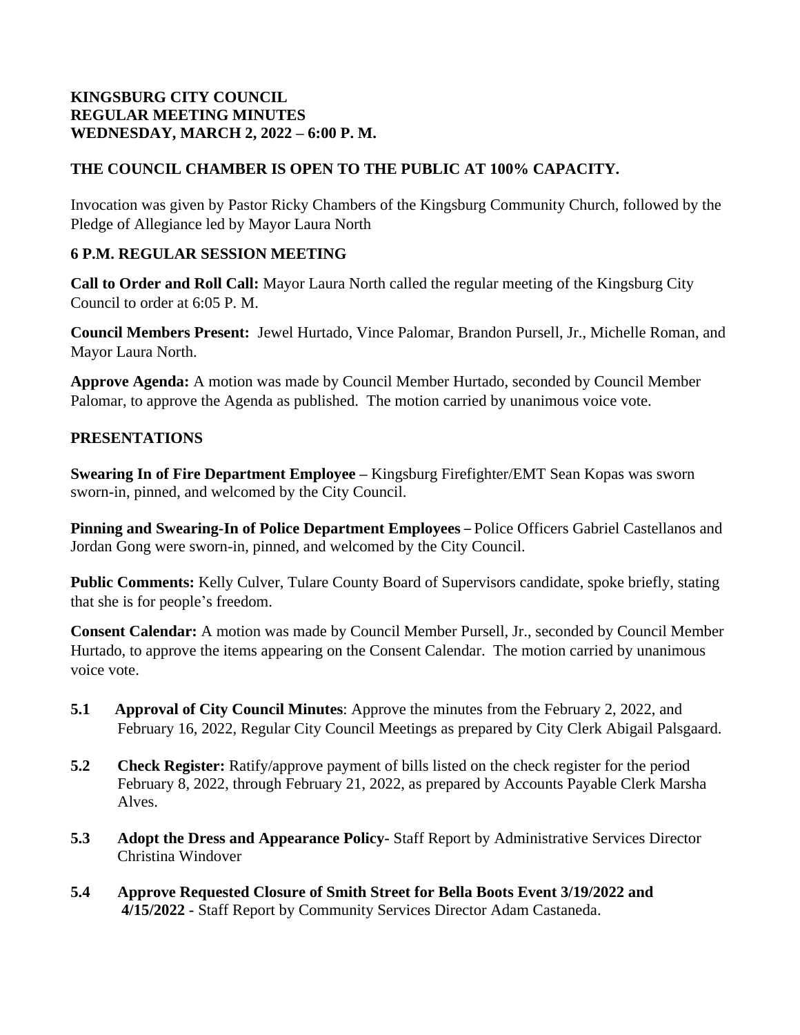**KINGSBURG CITY COUNCIL**
**REGULAR MEETING MINUTES**
**WEDNESDAY, MARCH 2, 2022 – 6:00 P. M.**

**THE COUNCIL CHAMBER IS OPEN TO THE PUBLIC AT 100% CAPACITY.**

Invocation was given by Pastor Ricky Chambers of the Kingsburg Community Church, followed by the Pledge of Allegiance led by Mayor Laura North

**6 P.M. REGULAR SESSION MEETING**

**Call to Order and Roll Call:** Mayor Laura North called the regular meeting of the Kingsburg City Council to order at 6:05 P. M.

**Council Members Present:** Jewel Hurtado, Vince Palomar, Brandon Pursell, Jr., Michelle Roman, and Mayor Laura North.

**Approve Agenda:** A motion was made by Council Member Hurtado, seconded by Council Member Palomar, to approve the Agenda as published. The motion carried by unanimous voice vote.

**PRESENTATIONS**

**Swearing In of Fire Department Employee –** Kingsburg Firefighter/EMT Sean Kopas was sworn sworn-in, pinned, and welcomed by the City Council.

**Pinning and Swearing-In of Police Department Employees –** Police Officers Gabriel Castellanos and Jordan Gong were sworn-in, pinned, and welcomed by the City Council.

**Public Comments:** Kelly Culver, Tulare County Board of Supervisors candidate, spoke briefly, stating that she is for people's freedom.

**Consent Calendar:** A motion was made by Council Member Pursell, Jr., seconded by Council Member Hurtado, to approve the items appearing on the Consent Calendar. The motion carried by unanimous voice vote.

**5.1 Approval of City Council Minutes**: Approve the minutes from the February 2, 2022, and February 16, 2022, Regular City Council Meetings as prepared by City Clerk Abigail Palsgaard.

**5.2 Check Register:** Ratify/approve payment of bills listed on the check register for the period February 8, 2022, through February 21, 2022, as prepared by Accounts Payable Clerk Marsha Alves.

**5.3 Adopt the Dress and Appearance Policy-** Staff Report by Administrative Services Director Christina Windover

**5.4 Approve Requested Closure of Smith Street for Bella Boots Event 3/19/2022 and 4/15/2022 -** Staff Report by Community Services Director Adam Castaneda.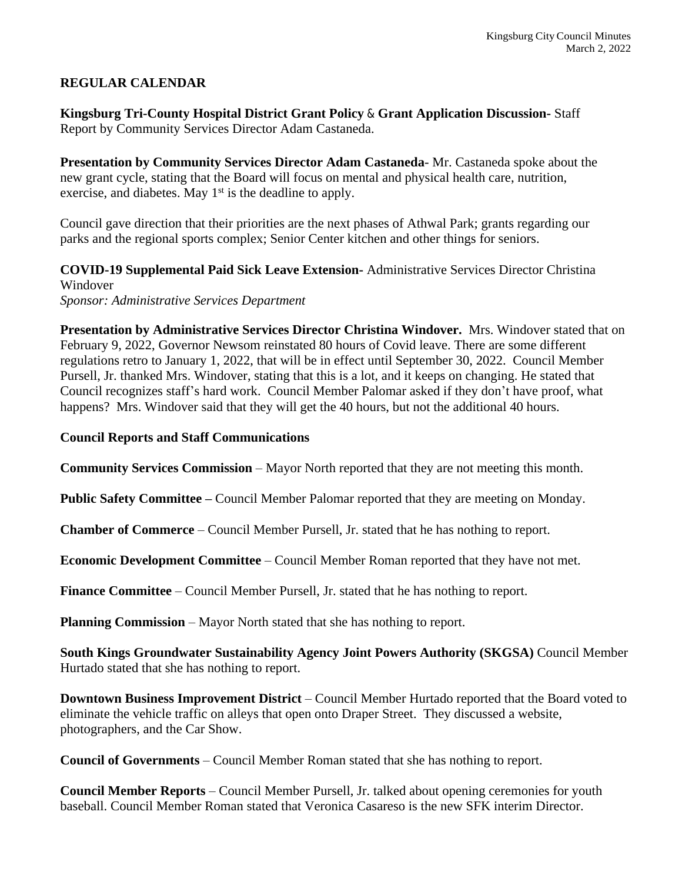## REGULAR CALENDAR

**Kingsburg Tri-County Hospital District Grant Policy** & **Grant Application Discussion-** Staff Report by Community Services Director Adam Castaneda.

**Presentation by Community Services Director Adam Castaneda**- Mr. Castaneda spoke about the new grant cycle, stating that the Board will focus on mental and physical health care, nutrition, exercise, and diabetes. May 1st is the deadline to apply.

Council gave direction that their priorities are the next phases of Athwal Park; grants regarding our parks and the regional sports complex; Senior Center kitchen and other things for seniors.

**COVID-19 Supplemental Paid Sick Leave Extension-** Administrative Services Director Christina Windover
*Sponsor: Administrative Services Department*

**Presentation by Administrative Services Director Christina Windover.** Mrs. Windover stated that on February 9, 2022, Governor Newsom reinstated 80 hours of Covid leave. There are some different regulations retro to January 1, 2022, that will be in effect until September 30, 2022. Council Member Pursell, Jr. thanked Mrs. Windover, stating that this is a lot, and it keeps on changing. He stated that Council recognizes staff's hard work. Council Member Palomar asked if they don't have proof, what happens? Mrs. Windover said that they will get the 40 hours, but not the additional 40 hours.

**Council Reports and Staff Communications**

**Community Services Commission** – Mayor North reported that they are not meeting this month.

**Public Safety Committee –** Council Member Palomar reported that they are meeting on Monday.

**Chamber of Commerce** – Council Member Pursell, Jr. stated that he has nothing to report.

**Economic Development Committee** – Council Member Roman reported that they have not met.

**Finance Committee** – Council Member Pursell, Jr. stated that he has nothing to report.

**Planning Commission** – Mayor North stated that she has nothing to report.

**South Kings Groundwater Sustainability Agency Joint Powers Authority (SKGSA)** Council Member Hurtado stated that she has nothing to report.

**Downtown Business Improvement District** – Council Member Hurtado reported that the Board voted to eliminate the vehicle traffic on alleys that open onto Draper Street. They discussed a website, photographers, and the Car Show.

**Council of Governments** – Council Member Roman stated that she has nothing to report.

**Council Member Reports** – Council Member Pursell, Jr. talked about opening ceremonies for youth baseball. Council Member Roman stated that Veronica Casareso is the new SFK interim Director.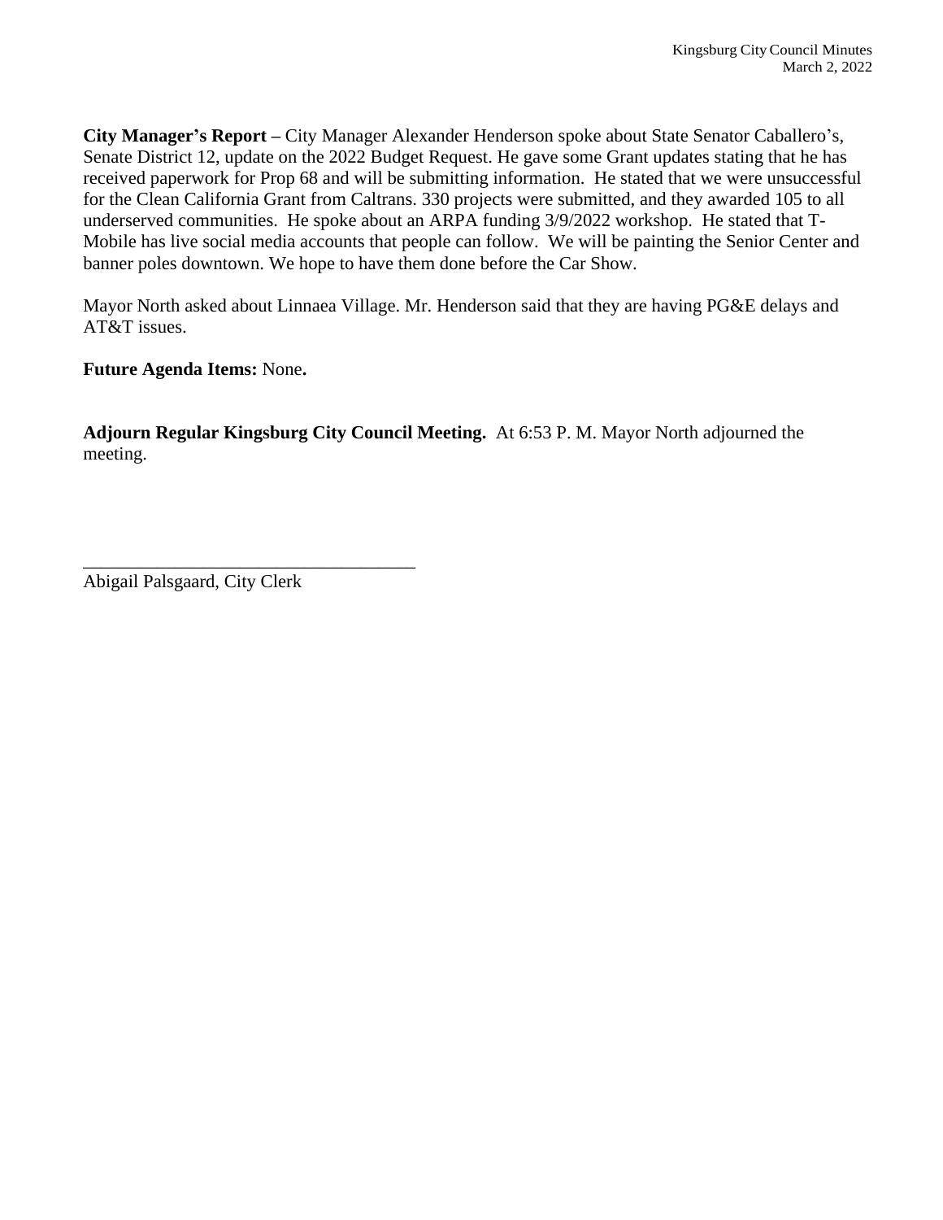**City Manager's Report –** City Manager Alexander Henderson spoke about State Senator Caballero's, Senate District 12, update on the 2022 Budget Request. He gave some Grant updates stating that he has received paperwork for Prop 68 and will be submitting information. He stated that we were unsuccessful for the Clean California Grant from Caltrans. 330 projects were submitted, and they awarded 105 to all underserved communities. He spoke about an ARPA funding 3/9/2022 workshop. He stated that T-Mobile has live social media accounts that people can follow. We will be painting the Senior Center and banner poles downtown. We hope to have them done before the Car Show.

Mayor North asked about Linnaea Village. Mr. Henderson said that they are having PG&E delays and AT&T issues.

**Future Agenda Items:** None**.**

**Adjourn Regular Kingsburg City Council Meeting.** At 6:53 P. M. Mayor North adjourned the meeting.

_____________________________________
Abigail Palsgaard, City Clerk